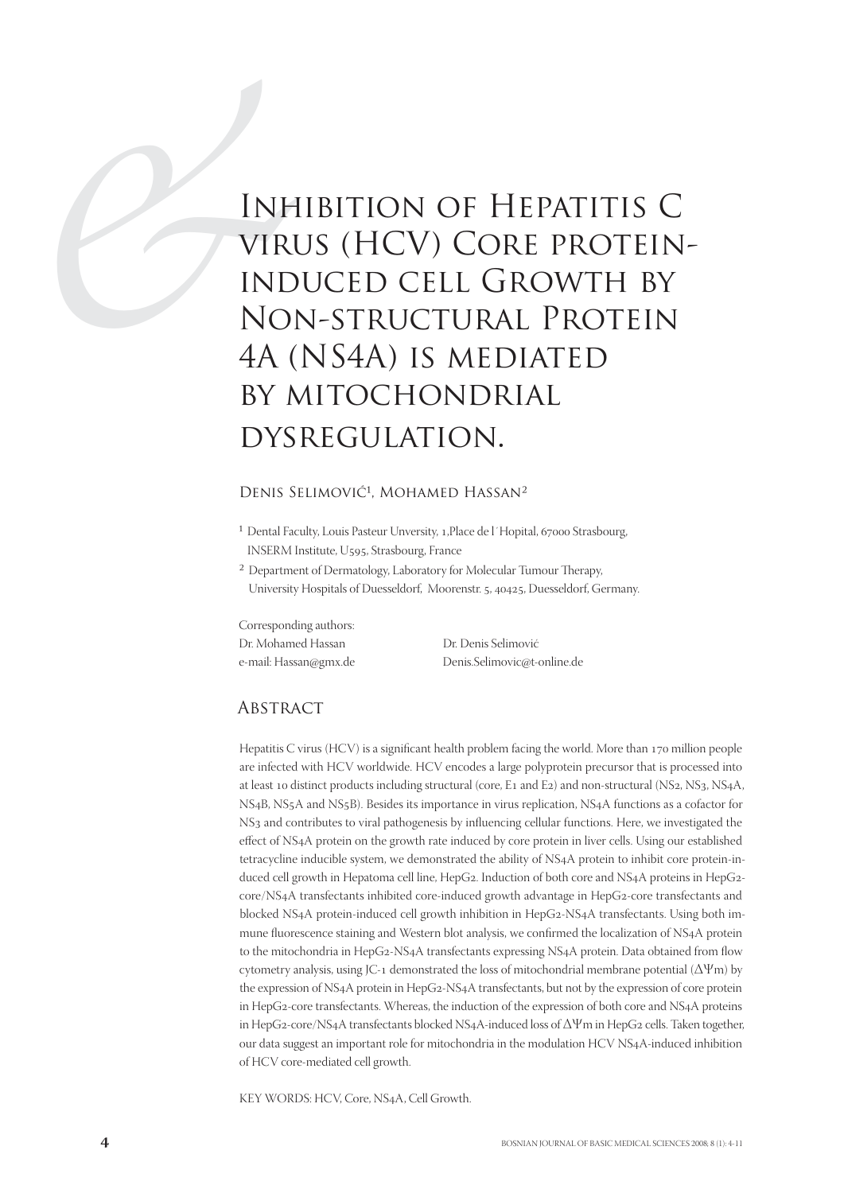# Inhibition of Hepatitis C virus (HCV) Core protein-induced cell Growth by Non-structural Protein 4A (NS4A) is mediated by mitochondrial dysregulation.

Denis Selimović[1], Mohamed Hassan[2]

[1] Dental Faculty, Louis Pasteur Unversity, 1,Place de l´Hopital, 67000 Strasbourg, INSERM Institute, U595, Strasbourg, France

[2] Department of Dermatology, Laboratory for Molecular Tumour Therapy, University Hospitals of Duesseldorf, Moorenstr. 5, 40425, Duesseldorf, Germany.

Corresponding authors:

Dr. Mohamed Hassan
e-mail: Hassan@gmx.de

Dr. Denis Selimović
Denis.Selimovic@t-online.de

## Abstract

Hepatitis C virus (HCV) is a significant health problem facing the world. More than 170 million people are infected with HCV worldwide. HCV encodes a large polyprotein precursor that is processed into at least 10 distinct products including structural (core, E1 and E2) and non-structural (NS2, NS3, NS4A, NS4B, NS5A and NS5B). Besides its importance in virus replication, NS4A functions as a cofactor for NS3 and contributes to viral pathogenesis by influencing cellular functions. Here, we investigated the effect of NS4A protein on the growth rate induced by core protein in liver cells. Using our established tetracycline inducible system, we demonstrated the ability of NS4A protein to inhibit core protein-induced cell growth in Hepatoma cell line, HepG2. Induction of both core and NS4A proteins in HepG2-core/NS4A transfectants inhibited core-induced growth advantage in HepG2-core transfectants and blocked NS4A protein-induced cell growth inhibition in HepG2-NS4A transfectants. Using both immune fluorescence staining and Western blot analysis, we confirmed the localization of NS4A protein to the mitochondria in HepG2-NS4A transfectants expressing NS4A protein. Data obtained from flow cytometry analysis, using JC-1 demonstrated the loss of mitochondrial membrane potential ($\Delta\Psi m$) by the expression of NS4A protein in HepG2-NS4A transfectants, but not by the expression of core protein in HepG2-core transfectants. Whereas, the induction of the expression of both core and NS4A proteins in HepG2-core/NS4A transfectants blocked NS4A-induced loss of $\Delta\Psi m$ in HepG2 cells. Taken together, our data suggest an important role for mitochondria in the modulation HCV NS4A-induced inhibition of HCV core-mediated cell growth.

KEY WORDS: HCV, Core, NS4A, Cell Growth.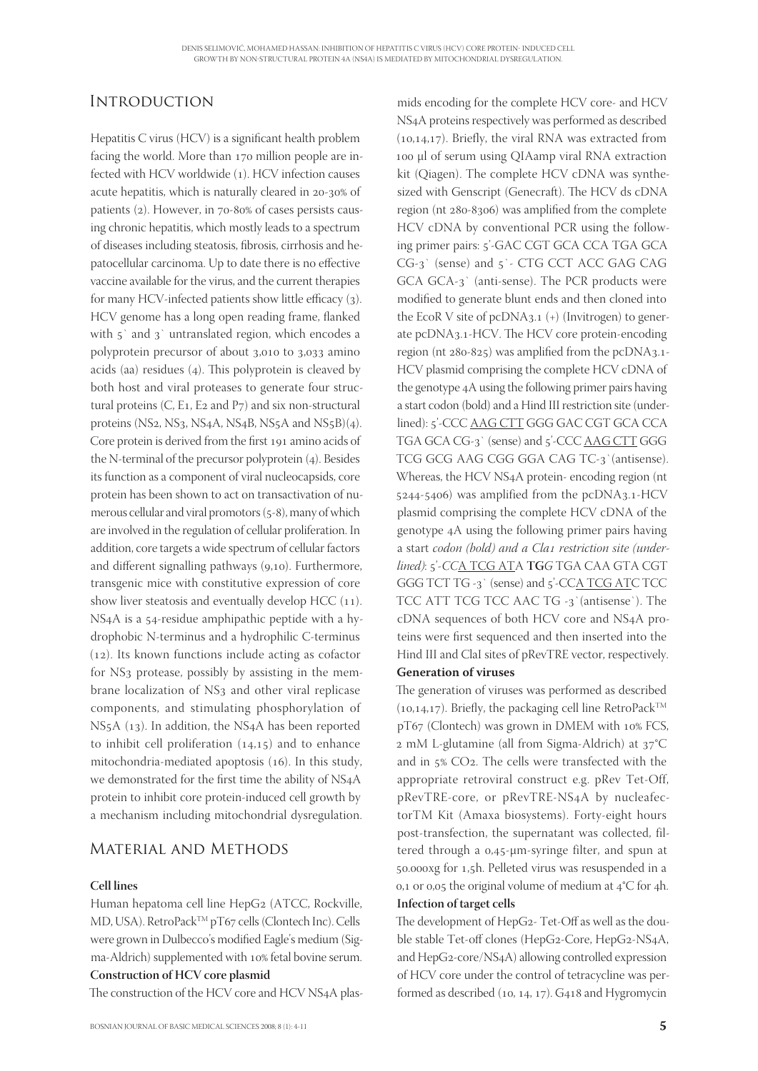## Introduction

Hepatitis C virus (HCV) is a significant health problem facing the world. More than 170 million people are infected with HCV worldwide (1). HCV infection causes acute hepatitis, which is naturally cleared in 20-30% of patients (2). However, in 70-80% of cases persists causing chronic hepatitis, which mostly leads to a spectrum of diseases including steatosis, fibrosis, cirrhosis and hepatocellular carcinoma. Up to date there is no effective vaccine available for the virus, and the current therapies for many HCV-infected patients show little efficacy (3). HCV genome has a long open reading frame, flanked with 5` and 3` untranslated region, which encodes a polyprotein precursor of about 3,010 to 3,033 amino acids (aa) residues (4). This polyprotein is cleaved by both host and viral proteases to generate four structural proteins (C, E1, E2 and P7) and six non-structural proteins (NS2, NS3, NS4A, NS4B, NS5A and NS5B)(4). Core protein is derived from the first 191 amino acids of the N-terminal of the precursor polyprotein (4). Besides its function as a component of viral nucleocapsids, core protein has been shown to act on transactivation of numerous cellular and viral promotors (5-8), many of which are involved in the regulation of cellular proliferation. In addition, core targets a wide spectrum of cellular factors and different signalling pathways (9,10). Furthermore, transgenic mice with constitutive expression of core show liver steatosis and eventually develop HCC (11). NS4A is a 54-residue amphipathic peptide with a hydrophobic N-terminus and a hydrophilic C-terminus (12). Its known functions include acting as cofactor for NS3 protease, possibly by assisting in the membrane localization of NS3 and other viral replicase components, and stimulating phosphorylation of NS5A (13). In addition, the NS4A has been reported to inhibit cell proliferation (14,15) and to enhance mitochondria-mediated apoptosis (16). In this study, we demonstrated for the first time the ability of NS4A protein to inhibit core protein-induced cell growth by a mechanism including mitochondrial dysregulation.

## Material and Methods

**Cell lines**

Human hepatoma cell line HepG2 (ATCC, Rockville, MD, USA). RetroPack™ pT67 cells (Clontech Inc). Cells were grown in Dulbecco's modified Eagle's medium (Sigma-Aldrich) supplemented with 10% fetal bovine serum.

**Construction of HCV core plasmid**

The construction of the HCV core and HCV NS4A plasmids encoding for the complete HCV core- and HCV NS4A proteins respectively was performed as described (10,14,17). Briefly, the viral RNA was extracted from 100 µl of serum using QIAamp viral RNA extraction kit (Qiagen). The complete HCV cDNA was synthesized with Genscript (Genecraft). The HCV ds cDNA region (nt 280-8306) was amplified from the complete HCV cDNA by conventional PCR using the following primer pairs: 5'-GAC CGT GCA CCA TGA GCA CG-3` (sense) and 5`- CTG CCT ACC GAG CAG GCA GCA-3` (anti-sense). The PCR products were modified to generate blunt ends and then cloned into the EcoR V site of pcDNA3.1 (+) (Invitrogen) to generate pcDNA3.1-HCV. The HCV core protein-encoding region (nt 280-825) was amplified from the pcDNA3.1-HCV plasmid comprising the complete HCV cDNA of the genotype 4A using the following primer pairs having a start codon (bold) and a Hind III restriction site (underlined): 5'-CCC <u>AAG CTT</u> GGG GAC CGT GCA CCA TGA GCA CG-3` (sense) and 5'-CCC <u>AAG CTT</u> GGG TCG GCG AAG CGG GGA CAG TC-3`(antisense). Whereas, the HCV NS4A protein- encoding region (nt 5244-5406) was amplified from the pcDNA3.1-HCV plasmid comprising the complete HCV cDNA of the genotype 4A using the following primer pairs having a start *codon (bold) and a Cla1 restriction site (underlined)*: 5'-CC<u>A TCG AT</u>A **TG***G* TGA CAA GTA CGT GGG TCT TG -3` (sense) and 5'-CC<u>A TCG AT</u>C TCC TCC ATT TCG TCC AAC TG -3`(antisense`). The cDNA sequences of both HCV core and NS4A proteins were first sequenced and then inserted into the Hind III and ClaI sites of pRevTRE vector, respectively.

**Generation of viruses**

The generation of viruses was performed as described (10,14,17). Briefly, the packaging cell line RetroPack™ pT67 (Clontech) was grown in DMEM with 10% FCS, 2 mM L-glutamine (all from Sigma-Aldrich) at 37°C and in 5% CO2. The cells were transfected with the appropriate retroviral construct e.g. pRev Tet-Off, pRevTRE-core, or pRevTRE-NS4A by nucleafectorTM Kit (Amaxa biosystems). Forty-eight hours post-transfection, the supernatant was collected, filtered through a 0,45-µm-syringe filter, and spun at 50.000xg for 1,5h. Pelleted virus was resuspended in a 0,1 or 0,05 the original volume of medium at 4°C for 4h.

**Infection of target cells**

The development of HepG2- Tet-Off as well as the double stable Tet-off clones (HepG2-Core, HepG2-NS4A, and HepG2-core/NS4A) allowing controlled expression of HCV core under the control of tetracycline was performed as described (10, 14, 17). G418 and Hygromycin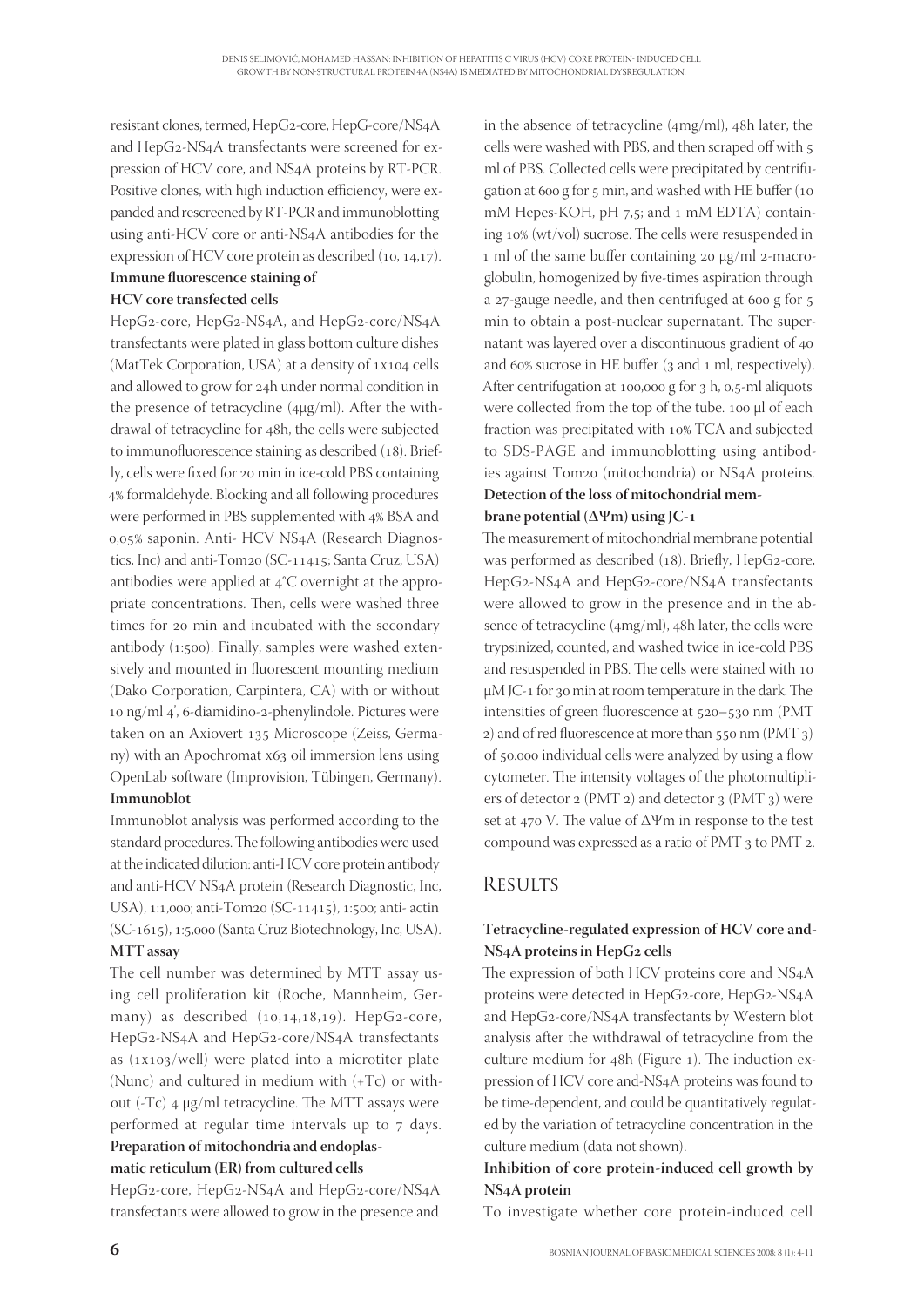resistant clones, termed, HepG2-core, HepG-core/NS4A and HepG2-NS4A transfectants were screened for expression of HCV core, and NS4A proteins by RT-PCR. Positive clones, with high induction efficiency, were expanded and rescreened by RT-PCR and immunoblotting using anti-HCV core or anti-NS4A antibodies for the expression of HCV core protein as described (10, 14,17).

**Immune fluorescence staining of HCV core transfected cells**

HepG2-core, HepG2-NS4A, and HepG2-core/NS4A transfectants were plated in glass bottom culture dishes (MatTek Corporation, USA) at a density of 1x104 cells and allowed to grow for 24h under normal condition in the presence of tetracycline (4µg/ml). After the withdrawal of tetracycline for 48h, the cells were subjected to immunofluorescence staining as described (18). Briefly, cells were fixed for 20 min in ice-cold PBS containing 4% formaldehyde. Blocking and all following procedures were performed in PBS supplemented with 4% BSA and 0,05% saponin. Anti- HCV NS4A (Research Diagnostics, Inc) and anti-Tom20 (SC-11415; Santa Cruz, USA) antibodies were applied at 4°C overnight at the appropriate concentrations. Then, cells were washed three times for 20 min and incubated with the secondary antibody (1:500). Finally, samples were washed extensively and mounted in fluorescent mounting medium (Dako Corporation, Carpintera, CA) with or without 10 ng/ml 4', 6-diamidino-2-phenylindole. Pictures were taken on an Axiovert 135 Microscope (Zeiss, Germany) with an Apochromat x63 oil immersion lens using OpenLab software (Improvision, Tübingen, Germany).

**Immunoblot**

Immunoblot analysis was performed according to the standard procedures. The following antibodies were used at the indicated dilution: anti-HCV core protein antibody and anti-HCV NS4A protein (Research Diagnostic, Inc, USA), 1:1,000; anti-Tom20 (SC-11415), 1:500; anti- actin (SC-1615), 1:5,000 (Santa Cruz Biotechnology, Inc, USA).

**MTT assay**

The cell number was determined by MTT assay using cell proliferation kit (Roche, Mannheim, Germany) as described (10,14,18,19). HepG2-core, HepG2-NS4A and HepG2-core/NS4A transfectants as (1x103/well) were plated into a microtiter plate (Nunc) and cultured in medium with (+Tc) or without (-Tc) 4 µg/ml tetracycline. The MTT assays were performed at regular time intervals up to 7 days.

**Preparation of mitochondria and endoplasmatic reticulum (ER) from cultured cells**

HepG2-core, HepG2-NS4A and HepG2-core/NS4A transfectants were allowed to grow in the presence and in the absence of tetracycline (4mg/ml), 48h later, the cells were washed with PBS, and then scraped off with 5 ml of PBS. Collected cells were precipitated by centrifugation at 600 g for 5 min, and washed with HE buffer (10 mM Hepes-KOH, pH 7,5; and 1 mM EDTA) containing 10% (wt/vol) sucrose. The cells were resuspended in 1 ml of the same buffer containing 20 µg/ml 2-macroglobulin, homogenized by five-times aspiration through a 27-gauge needle, and then centrifuged at 600 g for 5 min to obtain a post-nuclear supernatant. The supernatant was layered over a discontinuous gradient of 40 and 60% sucrose in HE buffer (3 and 1 ml, respectively). After centrifugation at 100,000 g for 3 h, 0,5-ml aliquots were collected from the top of the tube. 100 µl of each fraction was precipitated with 10% TCA and subjected to SDS-PAGE and immunoblotting using antibodies against Tom20 (mitochondria) or NS4A proteins.

**Detection of the loss of mitochondrial membrane potential ($\Delta\Psi m$) using JC-1**

The measurement of mitochondrial membrane potential was performed as described (18). Briefly, HepG2-core, HepG2-NS4A and HepG2-core/NS4A transfectants were allowed to grow in the presence and in the absence of tetracycline (4mg/ml), 48h later, the cells were trypsinized, counted, and washed twice in ice-cold PBS and resuspended in PBS. The cells were stained with 10 µM JC-1 for 30 min at room temperature in the dark. The intensities of green fluorescence at 520–530 nm (PMT 2) and of red fluorescence at more than 550 nm (PMT 3) of 50.000 individual cells were analyzed by using a flow cytometer. The intensity voltages of the photomultipliers of detector 2 (PMT 2) and detector 3 (PMT 3) were set at 470 V. The value of $\Delta\Psi m$ in response to the test compound was expressed as a ratio of PMT 3 to PMT 2.

## Results

### Tetracycline-regulated expression of HCV core and-NS4A proteins in HepG2 cells

The expression of both HCV proteins core and NS4A proteins were detected in HepG2-core, HepG2-NS4A and HepG2-core/NS4A transfectants by Western blot analysis after the withdrawal of tetracycline from the culture medium for 48h (Figure 1). The induction expression of HCV core and-NS4A proteins was found to be time-dependent, and could be quantitatively regulated by the variation of tetracycline concentration in the culture medium (data not shown).

### Inhibition of core protein-induced cell growth by NS4A protein

To investigate whether core protein-induced cell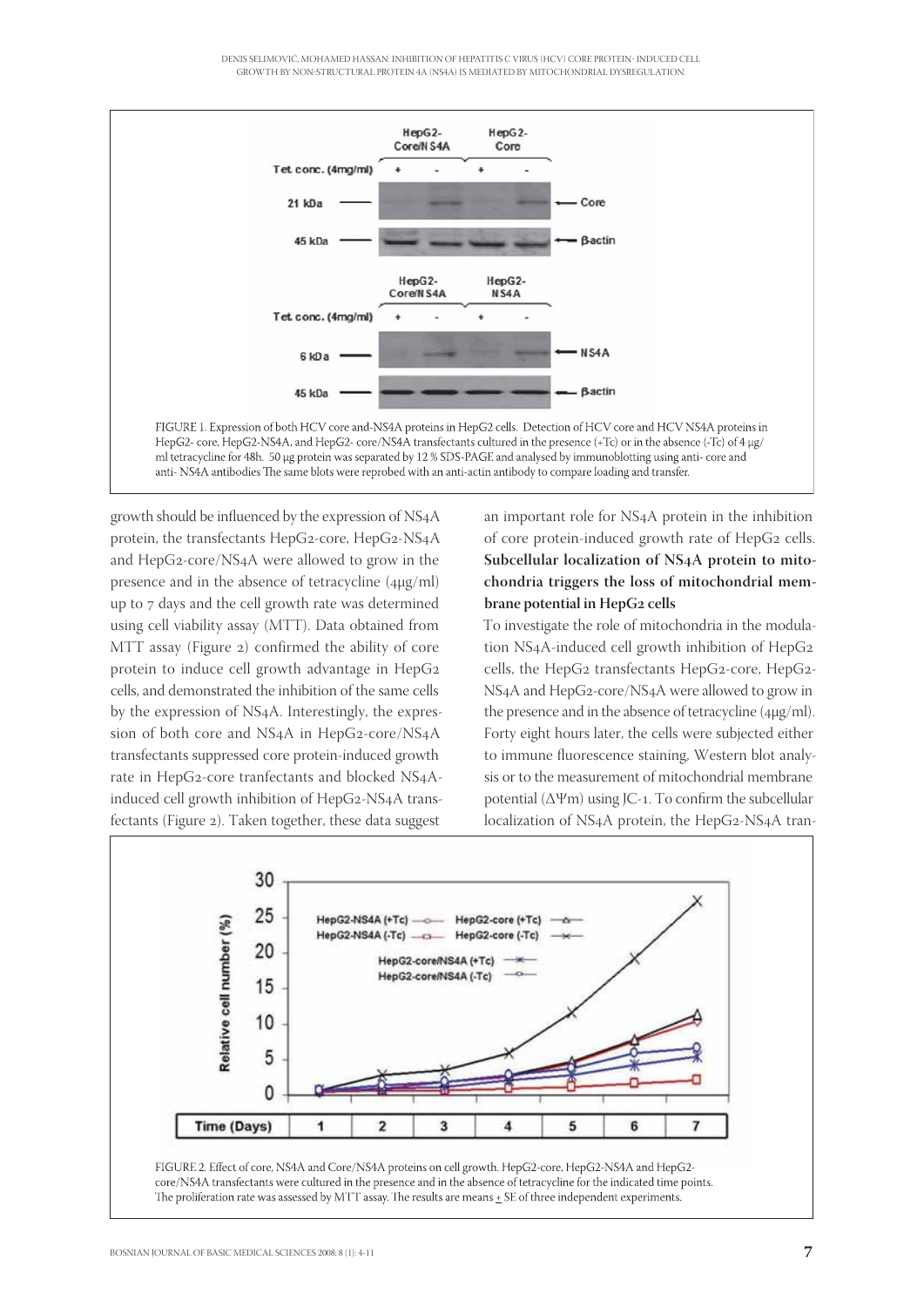FIGURE 1. Expression of both HCV core and-NS4A proteins in HepG2 cells. Detection of HCV core and HCV NS4A proteins in HepG2- core, HepG2-NS4A, and HepG2- core/NS4A transfectants cultured in the presence (+Tc) or in the absence (-Tc) of 4 μg/ml tetracycline for 48h. 50 μg protein was separated by 12 % SDS-PAGE and analysed by immunoblotting using anti- core and anti- NS4A antibodies The same blots were reprobed with an anti-actin antibody to compare loading and transfer.

growth should be influenced by the expression of NS4A protein, the transfectants HepG2-core, HepG2-NS4A and HepG2-core/NS4A were allowed to grow in the presence and in the absence of tetracycline (4μg/ml) up to 7 days and the cell growth rate was determined using cell viability assay (MTT). Data obtained from MTT assay (Figure 2) confirmed the ability of core protein to induce cell growth advantage in HepG2 cells, and demonstrated the inhibition of the same cells by the expression of NS4A. Interestingly, the expression of both core and NS4A in HepG2-core/NS4A transfectants suppressed core protein-induced growth rate in HepG2-core tranfectants and blocked NS4A-induced cell growth inhibition of HepG2-NS4A transfectants (Figure 2). Taken together, these data suggest an important role for NS4A protein in the inhibition of core protein-induced growth rate of HepG2 cells.

**Subcellular localization of NS4A protein to mitochondria triggers the loss of mitochondrial membrane potential in HepG2 cells**

To investigate the role of mitochondria in the modulation NS4A-induced cell growth inhibition of HepG2 cells, the HepG2 transfectants HepG2-core, HepG2-NS4A and HepG2-core/NS4A were allowed to grow in the presence and in the absence of tetracycline (4μg/ml). Forty eight hours later, the cells were subjected either to immune fluorescence staining, Western blot analysis or to the measurement of mitochondrial membrane potential ($\Delta\Psi m$) using JC-1. To confirm the subcellular localization of NS4A protein, the HepG2-NS4A tran-

FIGURE 2. Effect of core, NS4A and Core/NS4A proteins on cell growth. HepG2-core, HepG2-NS4A and HepG2-core/NS4A transfectants were cultured in the presence and in the absence of tetracycline for the indicated time points. The proliferation rate was assessed by MTT assay. The results are means ± SE of three independent experiments.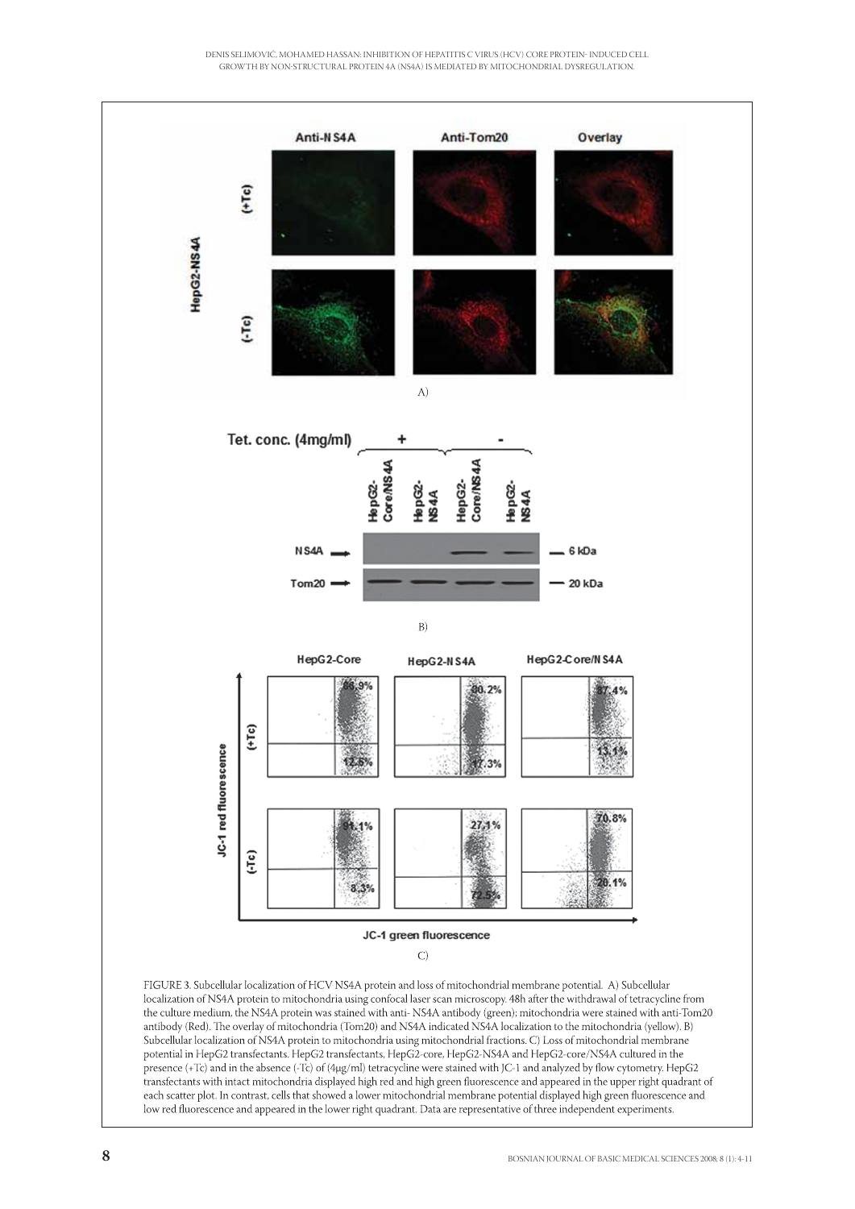FIGURE 3. Subcellular localization of HCV NS4A protein and loss of mitochondrial membrane potential. A) Subcellular localization of NS4A protein to mitochondria using confocal laser scan microscopy. 48h after the withdrawal of tetracycline from the culture medium, the NS4A protein was stained with anti- NS4A antibody (green); mitochondria were stained with anti-Tom20 antibody (Red). The overlay of mitochondria (Tom20) and NS4A indicated NS4A localization to the mitochondria (yellow). B) Subcellular localization of NS4A protein to mitochondria using mitochondrial fractions. C) Loss of mitochondrial membrane potential in HepG2 transfectants. HepG2 transfectants, HepG2-core, HepG2-NS4A and HepG2-core/NS4A cultured in the presence (+Tc) and in the absence (-Tc) of (4μg/ml) tetracycline were stained with JC-1 and analyzed by flow cytometry. HepG2 transfectants with intact mitochondria displayed high red and high green fluorescence and appeared in the upper right quadrant of each scatter plot. In contrast, cells that showed a lower mitochondrial membrane potential displayed high green fluorescence and low red fluorescence and appeared in the lower right quadrant. Data are representative of three independent experiments.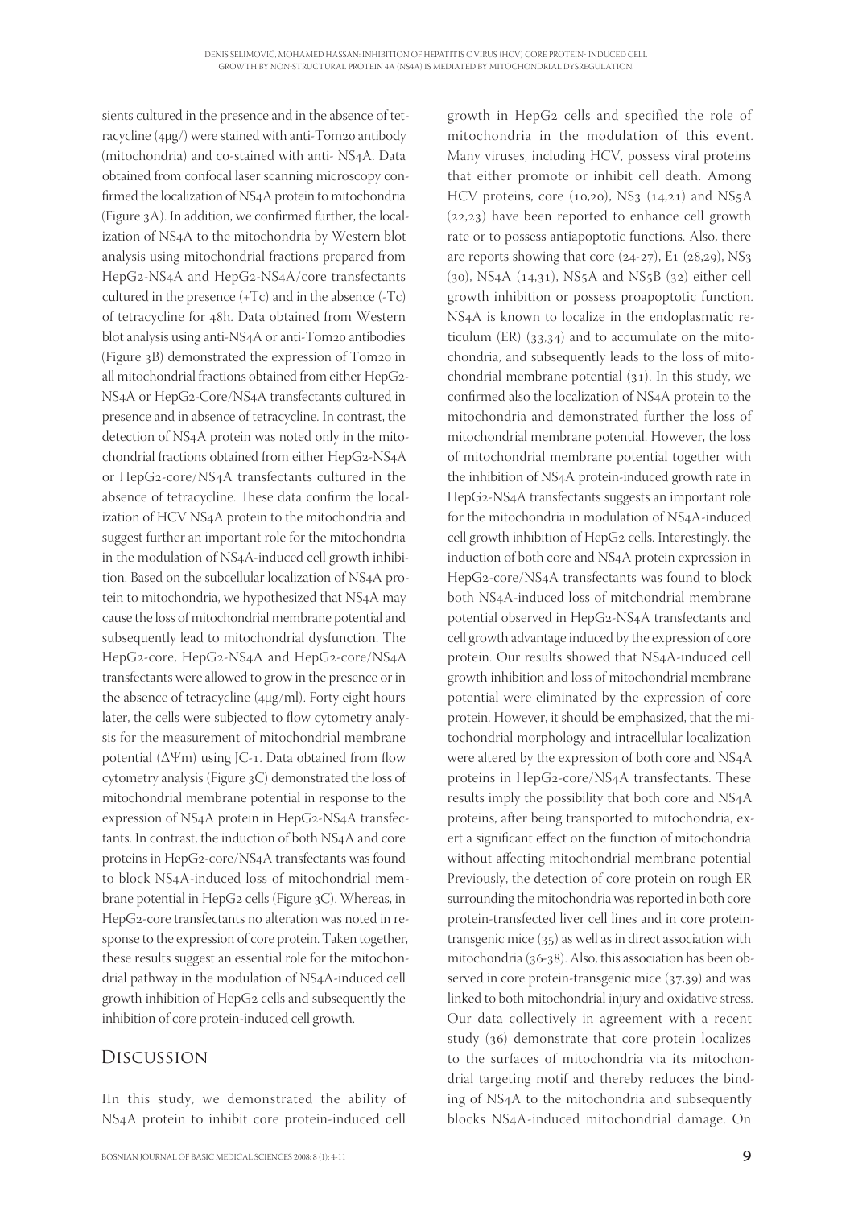sients cultured in the presence and in the absence of tetracycline (4μg/) were stained with anti-Tom20 antibody (mitochondria) and co-stained with anti- NS4A. Data obtained from confocal laser scanning microscopy confirmed the localization of NS4A protein to mitochondria (Figure 3A). In addition, we confirmed further, the localization of NS4A to the mitochondria by Western blot analysis using mitochondrial fractions prepared from HepG2-NS4A and HepG2-NS4A/core transfectants cultured in the presence (+Tc) and in the absence (-Tc) of tetracycline for 48h. Data obtained from Western blot analysis using anti-NS4A or anti-Tom20 antibodies (Figure 3B) demonstrated the expression of Tom20 in all mitochondrial fractions obtained from either HepG2-NS4A or HepG2-Core/NS4A transfectants cultured in presence and in absence of tetracycline. In contrast, the detection of NS4A protein was noted only in the mitochondrial fractions obtained from either HepG2-NS4A or HepG2-core/NS4A transfectants cultured in the absence of tetracycline. These data confirm the localization of HCV NS4A protein to the mitochondria and suggest further an important role for the mitochondria in the modulation of NS4A-induced cell growth inhibition. Based on the subcellular localization of NS4A protein to mitochondria, we hypothesized that NS4A may cause the loss of mitochondrial membrane potential and subsequently lead to mitochondrial dysfunction. The HepG2-core, HepG2-NS4A and HepG2-core/NS4A transfectants were allowed to grow in the presence or in the absence of tetracycline (4μg/ml). Forty eight hours later, the cells were subjected to flow cytometry analysis for the measurement of mitochondrial membrane potential ($\Delta\Psi$m) using JC-1. Data obtained from flow cytometry analysis (Figure 3C) demonstrated the loss of mitochondrial membrane potential in response to the expression of NS4A protein in HepG2-NS4A transfectants. In contrast, the induction of both NS4A and core proteins in HepG2-core/NS4A transfectants was found to block NS4A-induced loss of mitochondrial membrane potential in HepG2 cells (Figure 3C). Whereas, in HepG2-core transfectants no alteration was noted in response to the expression of core protein. Taken together, these results suggest an essential role for the mitochondrial pathway in the modulation of NS4A-induced cell growth inhibition of HepG2 cells and subsequently the inhibition of core protein-induced cell growth.

## Discussion

IIn this study, we demonstrated the ability of NS4A protein to inhibit core protein-induced cell growth in HepG2 cells and specified the role of mitochondria in the modulation of this event. Many viruses, including HCV, possess viral proteins that either promote or inhibit cell death. Among HCV proteins, core (10,20), NS3 (14,21) and NS5A (22,23) have been reported to enhance cell growth rate or to possess antiapoptotic functions. Also, there are reports showing that core (24-27), E1 (28,29), NS3 (30), NS4A (14,31), NS5A and NS5B (32) either cell growth inhibition or possess proapoptotic function. NS4A is known to localize in the endoplasmatic reticulum (ER) (33,34) and to accumulate on the mitochondria, and subsequently leads to the loss of mitochondrial membrane potential (31). In this study, we confirmed also the localization of NS4A protein to the mitochondria and demonstrated further the loss of mitochondrial membrane potential. However, the loss of mitochondrial membrane potential together with the inhibition of NS4A protein-induced growth rate in HepG2-NS4A transfectants suggests an important role for the mitochondria in modulation of NS4A-induced cell growth inhibition of HepG2 cells. Interestingly, the induction of both core and NS4A protein expression in HepG2-core/NS4A transfectants was found to block both NS4A-induced loss of mitchondrial membrane potential observed in HepG2-NS4A transfectants and cell growth advantage induced by the expression of core protein. Our results showed that NS4A-induced cell growth inhibition and loss of mitochondrial membrane potential were eliminated by the expression of core protein. However, it should be emphasized, that the mitochondrial morphology and intracellular localization were altered by the expression of both core and NS4A proteins in HepG2-core/NS4A transfectants. These results imply the possibility that both core and NS4A proteins, after being transported to mitochondria, exert a significant effect on the function of mitochondria without affecting mitochondrial membrane potential Previously, the detection of core protein on rough ER surrounding the mitochondria was reported in both core protein-transfected liver cell lines and in core protein-transgenic mice (35) as well as in direct association with mitochondria (36-38). Also, this association has been observed in core protein-transgenic mice (37,39) and was linked to both mitochondrial injury and oxidative stress. Our data collectively in agreement with a recent study (36) demonstrate that core protein localizes to the surfaces of mitochondria via its mitochondrial targeting motif and thereby reduces the binding of NS4A to the mitochondria and subsequently blocks NS4A-induced mitochondrial damage. On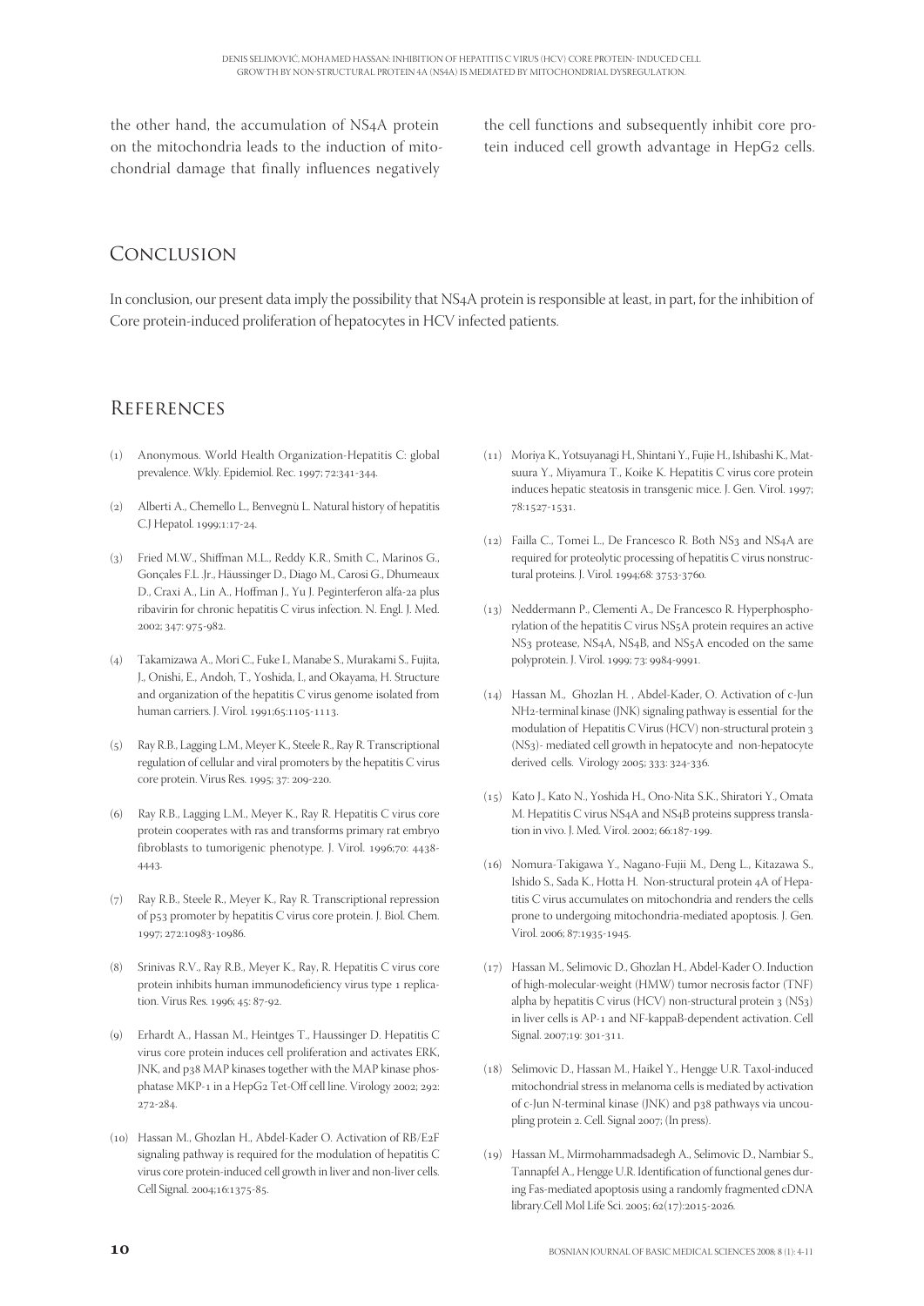the other hand, the accumulation of NS4A protein on the mitochondria leads to the induction of mitochondrial damage that finally influences negatively the cell functions and subsequently inhibit core protein induced cell growth advantage in HepG2 cells.

## Conclusion

In conclusion, our present data imply the possibility that NS4A protein is responsible at least, in part, for the inhibition of Core protein-induced proliferation of hepatocytes in HCV infected patients.

## References

(1) Anonymous. World Health Organization-Hepatitis C: global prevalence. Wkly. Epidemiol. Rec. 1997; 72:341-344.

(2) Alberti A., Chemello L., Benvegnù L. Natural history of hepatitis C.J Hepatol. 1999;1:17-24.

(3) Fried M.W., Shiffman M.L., Reddy K.R., Smith C., Marinos G., Gonçales F.L .Jr., Häussinger D., Diago M., Carosi G., Dhumeaux D., Craxi A., Lin A., Hoffman J., Yu J. Peginterferon alfa-2a plus ribavirin for chronic hepatitis C virus infection. N. Engl. J. Med. 2002; 347: 975-982.

(4) Takamizawa A., Mori C., Fuke I., Manabe S., Murakami S., Fujita, J., Onishi, E., Andoh, T., Yoshida, I., and Okayama, H. Structure and organization of the hepatitis C virus genome isolated from human carriers. J. Virol. 1991;65:1105-1113.

(5) Ray R.B., Lagging L.M., Meyer K., Steele R., Ray R. Transcriptional regulation of cellular and viral promoters by the hepatitis C virus core protein. Virus Res. 1995; 37: 209-220.

(6) Ray R.B., Lagging L.M., Meyer K., Ray R. Hepatitis C virus core protein cooperates with ras and transforms primary rat embryo fibroblasts to tumorigenic phenotype. J. Virol. 1996;70: 4438-4443.

(7) Ray R.B., Steele R., Meyer K., Ray R. Transcriptional repression of p53 promoter by hepatitis C virus core protein. J. Biol. Chem. 1997; 272:10983-10986.

(8) Srinivas R.V., Ray R.B., Meyer K., Ray, R. Hepatitis C virus core protein inhibits human immunodeficiency virus type 1 replication. Virus Res. 1996; 45: 87-92.

(9) Erhardt A., Hassan M., Heintges T., Haussinger D. Hepatitis C virus core protein induces cell proliferation and activates ERK, JNK, and p38 MAP kinases together with the MAP kinase phosphatase MKP-1 in a HepG2 Tet-Off cell line. Virology 2002; 292: 272-284.

(10) Hassan M., Ghozlan H., Abdel-Kader O. Activation of RB/E2F signaling pathway is required for the modulation of hepatitis C virus core protein-induced cell growth in liver and non-liver cells. Cell Signal. 2004;16:1375-85.

(11) Moriya K., Yotsuyanagi H., Shintani Y., Fujie H., Ishibashi K., Matsuura Y., Miyamura T., Koike K. Hepatitis C virus core protein induces hepatic steatosis in transgenic mice. J. Gen. Virol. 1997; 78:1527-1531.

(12) Failla C., Tomei L., De Francesco R. Both NS3 and NS4A are required for proteolytic processing of hepatitis C virus nonstructural proteins. J. Virol. 1994;68: 3753-3760.

(13) Neddermann P., Clementi A., De Francesco R. Hyperphosphorylation of the hepatitis C virus NS5A protein requires an active NS3 protease, NS4A, NS4B, and NS5A encoded on the same polyprotein. J. Virol. 1999; 73: 9984-9991.

(14) Hassan M., Ghozlan H. , Abdel-Kader, O. Activation of c-Jun NH2-terminal kinase (JNK) signaling pathway is essential for the modulation of Hepatitis C Virus (HCV) non-structural protein 3 (NS3)- mediated cell growth in hepatocyte and non-hepatocyte derived cells. Virology 2005; 333: 324-336.

(15) Kato J., Kato N., Yoshida H., Ono-Nita S.K., Shiratori Y., Omata M. Hepatitis C virus NS4A and NS4B proteins suppress translation in vivo. J. Med. Virol. 2002; 66:187-199.

(16) Nomura-Takigawa Y., Nagano-Fujii M., Deng L., Kitazawa S., Ishido S., Sada K., Hotta H. Non-structural protein 4A of Hepatitis C virus accumulates on mitochondria and renders the cells prone to undergoing mitochondria-mediated apoptosis. J. Gen. Virol. 2006; 87:1935-1945.

(17) Hassan M., Selimovic D., Ghozlan H., Abdel-Kader O. Induction of high-molecular-weight (HMW) tumor necrosis factor (TNF) alpha by hepatitis C virus (HCV) non-structural protein 3 (NS3) in liver cells is AP-1 and NF-kappaB-dependent activation. Cell Signal. 2007;19: 301-311.

(18) Selimovic D., Hassan M., Haikel Y., Hengge U.R. Taxol-induced mitochondrial stress in melanoma cells is mediated by activation of c-Jun N-terminal kinase (JNK) and p38 pathways via uncoupling protein 2. Cell. Signal 2007; (In press).

(19) Hassan M., Mirmohammadsadegh A., Selimovic D., Nambiar S., Tannapfel A., Hengge U.R. Identification of functional genes during Fas-mediated apoptosis using a randomly fragmented cDNA library.Cell Mol Life Sci. 2005; 62(17):2015-2026.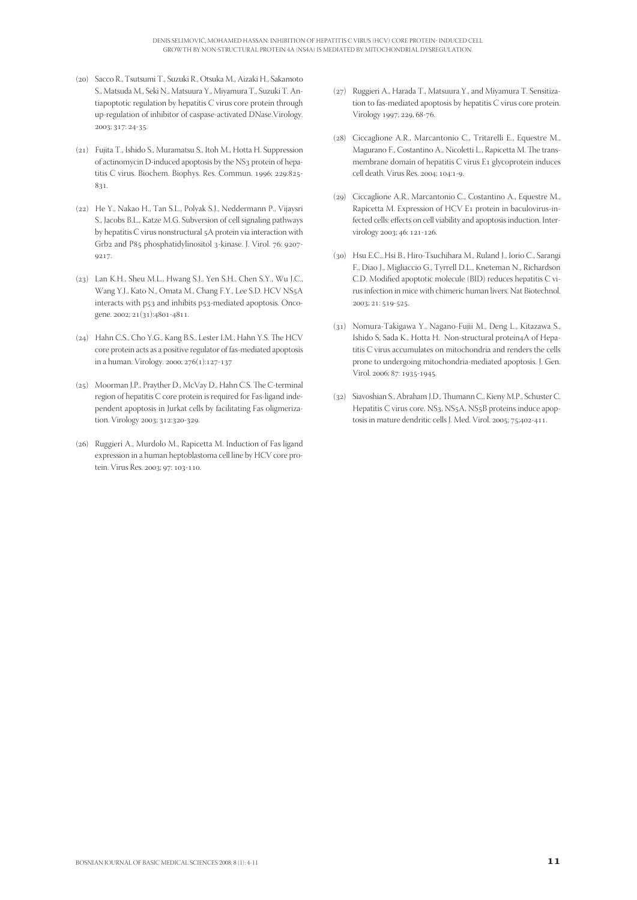(20) Sacco R., Tsutsumi T., Suzuki R., Otsuka M., Aizaki H., Sakamoto S., Matsuda M., Seki N., Matsuura Y., Miyamura T., Suzuki T. Antiapoptotic regulation by hepatitis C virus core protein through up-regulation of inhibitor of caspase-activated DNase.Virology. 2003; 317: 24-35.

(21) Fujita T., Ishido S., Muramatsu S., Itoh M., Hotta H. Suppression of actinomycin D-induced apoptosis by the NS3 protein of hepatitis C virus. Biochem. Biophys. Res. Commun. 1996; 229:825-831.

(22) He Y., Nakao H., Tan S.L., Polyak S.J., Neddermann P., Vijaysri S., Jacobs B.L., Katze M.G. Subversion of cell signaling pathways by hepatitis C virus nonstructural 5A protein via interaction with Grb2 and P85 phosphatidylinositol 3-kinase. J. Virol. 76: 9207-9217.

(23) Lan K.H., Sheu M.L., Hwang S.J., Yen S.H., Chen S.Y., Wu J.C., Wang Y.J., Kato N., Omata M., Chang F.Y., Lee S.D. HCV NS5A interacts with p53 and inhibits p53-mediated apoptosis. Oncogene. 2002; 21(31):4801-4811.

(24) Hahn C.S., Cho Y.G., Kang B.S., Lester I.M., Hahn Y.S. The HCV core protein acts as a positive regulator of fas-mediated apoptosis in a human. Virology. 2000; 276(1):127-137

(25) Moorman J.P., Prayther D., McVay D., Hahn C.S. The C-terminal region of hepatitis C core protein is required for Fas-ligand independent apoptosis in Jurkat cells by facilitating Fas oligmerization. Virology 2003; 312:320-329.

(26) Ruggieri A., Murdolo M., Rapicetta M. Induction of Fas ligand expression in a human heptoblastoma cell line by HCV core protein. Virus Res. 2003; 97: 103-110.

(27) Ruggieri A., Harada T., Matsuura Y., and Miyamura T. Sensitization to fas-mediated apoptosis by hepatitis C virus core protein. Virology 1997; 229, 68-76.

(28) Ciccaglione A.R., Marcantonio C., Tritarelli E., Equestre M., Magurano F., Costantino A., Nicoletti L., Rapicetta M. The transmembrane domain of hepatitis C virus E1 glycoprotein induces cell death. Virus Res. 2004; 104:1-9.

(29) Ciccaglione A.R., Marcantonio C., Costantino A., Equestre M., Rapicetta M. Expression of HCV E1 protein in baculovirus-infected cells: effects on cell viability and apoptosis induction. Intervirology 2003; 46: 121-126.

(30) Hsu E.C., Hsi B., Hiro-Tsuchihara M., Ruland J., Iorio C., Sarangi F., Diao J., Migliaccio G., Tyrrell D.L., Kneteman N., Richardson C.D. Modified apoptotic molecule (BID) reduces hepatitis C virus infection in mice with chimeric human livers. Nat Biotechnol. 2003; 21: 519-525.

(31) Nomura-Takigawa Y., Nagano-Fujii M., Deng L., Kitazawa S., Ishido S, Sada K., Hotta H. Non-structural protein4A of Hepatitis C virus accumulates on mitochondria and renders the cells prone to undergoing mitochondria-mediated apoptosis. J. Gen. Virol. 2006; 87: 1935-1945.

(32) Siavoshian S., Abraham J.D., Thumann C., Kieny M.P., Schuster C. Hepatitis C virus core, NS3, NS5A, NS5B proteins induce apoptosis in mature dendritic cells J. Med. Virol. 2005; 75;402-411.